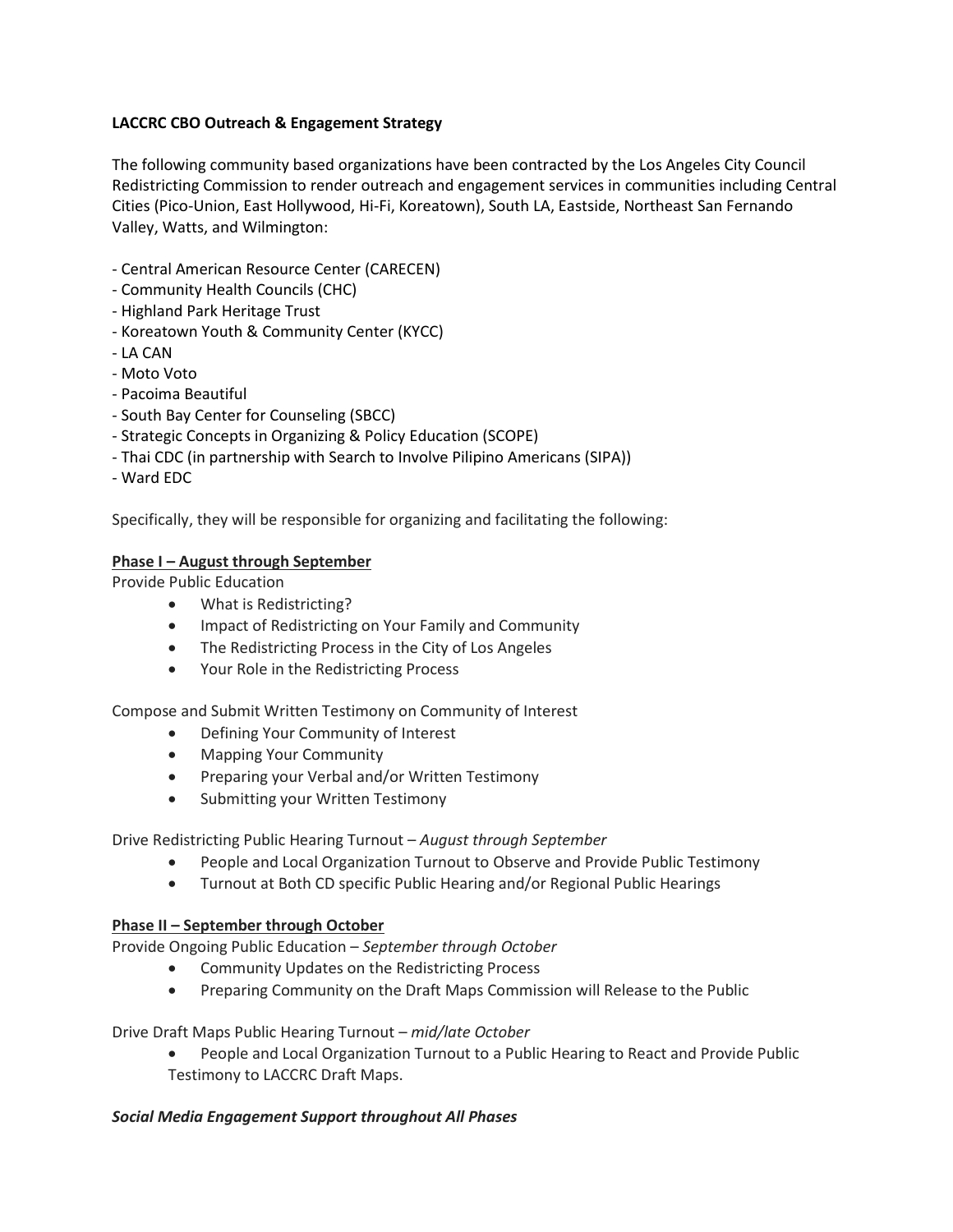**LACCRC CBO Outreach & Engagement Strategy**

The following community based organizations have been contracted by the Los Angeles City Council Redistricting Commission to render outreach and engagement services in communities including Central Cities (Pico-Union, East Hollywood, Hi-Fi, Koreatown), South LA, Eastside, Northeast San Fernando Valley, Watts, and Wilmington:

- Central American Resource Center (CARECEN)
- Community Health Councils (CHC)
- Highland Park Heritage Trust
- Koreatown Youth & Community Center (KYCC)
- LA CAN
- Moto Voto
- Pacoima Beautiful
- South Bay Center for Counseling (SBCC)
- Strategic Concepts in Organizing & Policy Education (SCOPE)
- Thai CDC (in partnership with Search to Involve Pilipino Americans (SIPA))
- Ward EDC

Specifically, they will be responsible for organizing and facilitating the following:

**<u>Phase I – August through September</u>**

Provide Public Education

- What is Redistricting?
- Impact of Redistricting on Your Family and Community
- The Redistricting Process in the City of Los Angeles
- Your Role in the Redistricting Process

Compose and Submit Written Testimony on Community of Interest

- Defining Your Community of Interest
- Mapping Your Community
- Preparing your Verbal and/or Written Testimony
- Submitting your Written Testimony

Drive Redistricting Public Hearing Turnout – *August through September*

- People and Local Organization Turnout to Observe and Provide Public Testimony
- Turnout at Both CD specific Public Hearing and/or Regional Public Hearings

**<u>Phase II – September through October</u>**

Provide Ongoing Public Education – *September through October*

- Community Updates on the Redistricting Process
- Preparing Community on the Draft Maps Commission will Release to the Public

Drive Draft Maps Public Hearing Turnout – *mid/late October*

- People and Local Organization Turnout to a Public Hearing to React and Provide Public Testimony to LACCRC Draft Maps.

***Social Media Engagement Support throughout All Phases***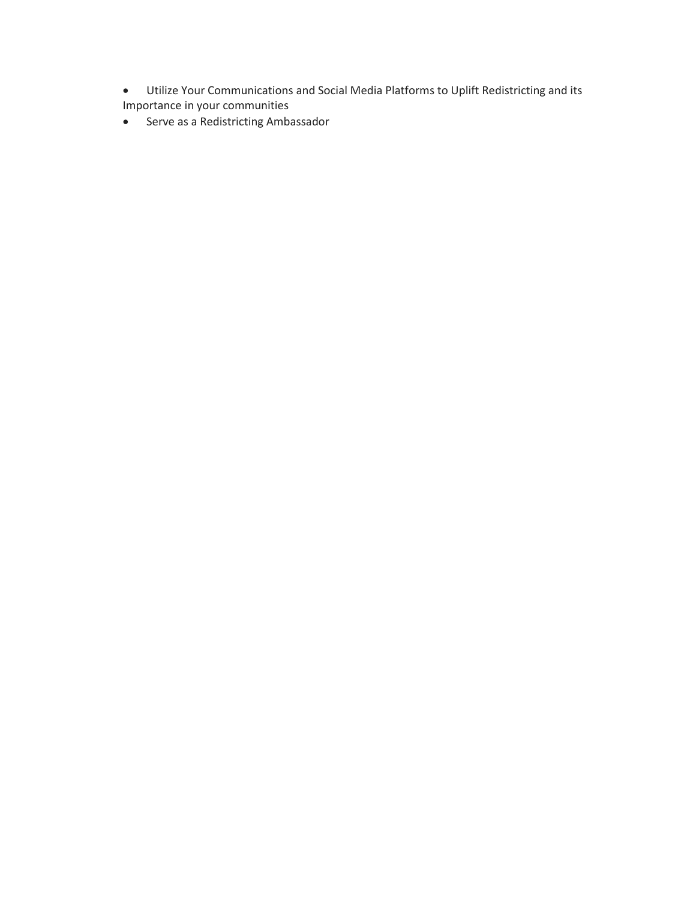- Utilize Your Communications and Social Media Platforms to Uplift Redistricting and its Importance in your communities
- Serve as a Redistricting Ambassador